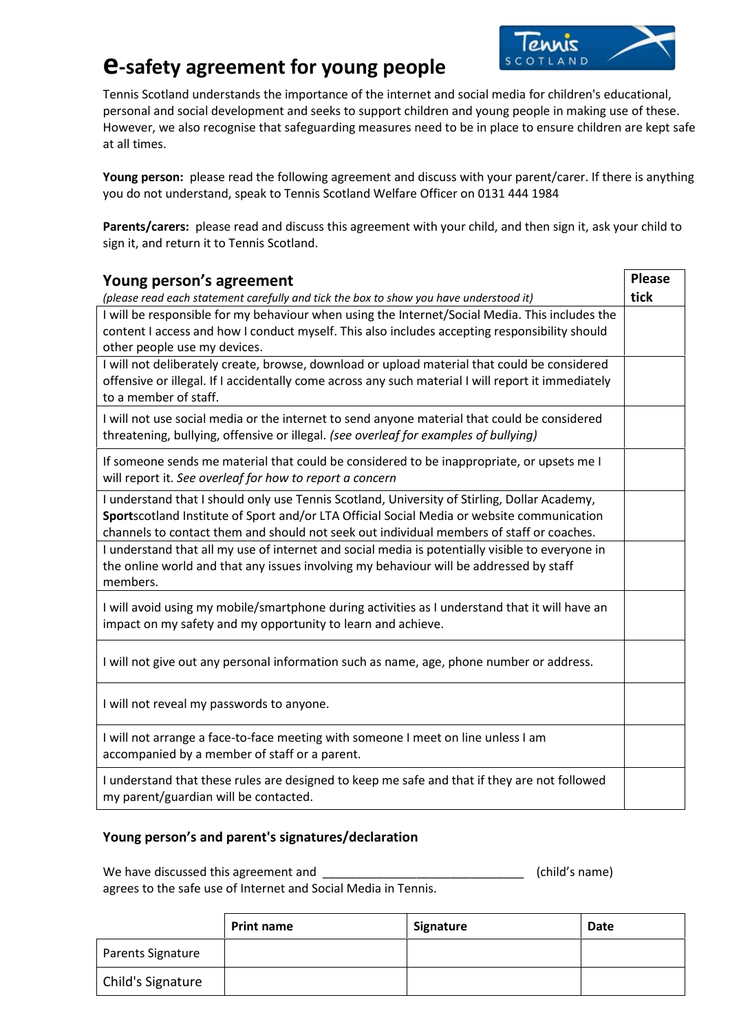# e-safety agreement for young people

Tennis Scotland understands the importance of the internet and social media for children's educational, personal and social development and seeks to support children and young people in making use of these. However, we also recognise that safeguarding measures need to be in place to ensure children are kept safe at all times.

**Young person:** please read the following agreement and discuss with your parent/carer. If there is anything you do not understand, speak to Tennis Scotland Welfare Officer on 0131 444 1984

**Parents/carers:** please read and discuss this agreement with your child, and then sign it, ask your child to sign it, and return it to Tennis Scotland.

| **Young person's agreement** *(please read each statement carefully and tick the box to show you have understood it)* | **Please tick** |
|---|---|
| I will be responsible for my behaviour when using the Internet/Social Media. This includes the content I access and how I conduct myself. This also includes accepting responsibility should other people use my devices. | |
| I will not deliberately create, browse, download or upload material that could be considered offensive or illegal. If I accidentally come across any such material I will report it immediately to a member of staff. | |
| I will not use social media or the internet to send anyone material that could be considered threatening, bullying, offensive or illegal. *(see overleaf for examples of bullying)* | |
| If someone sends me material that could be considered to be inappropriate, or upsets me I will report it. *See overleaf for how to report a concern* | |
| I understand that I should only use Tennis Scotland, University of Stirling, Dollar Academy, **Sport**scotland Institute of Sport and/or LTA Official Social Media or website communication channels to contact them and should not seek out individual members of staff or coaches. | |
| I understand that all my use of internet and social media is potentially visible to everyone in the online world and that any issues involving my behaviour will be addressed by staff members. | |
| I will avoid using my mobile/smartphone during activities as I understand that it will have an impact on my safety and my opportunity to learn and achieve. | |
| I will not give out any personal information such as name, age, phone number or address. | |
| I will not reveal my passwords to anyone. | |
| I will not arrange a face-to-face meeting with someone I meet on line unless I am accompanied by a member of staff or a parent. | |
| I understand that these rules are designed to keep me safe and that if they are not followed my parent/guardian will be contacted. | |

### Young person's and parent's signatures/declaration

We have discussed this agreement and ______________________________ (child's name) agrees to the safe use of Internet and Social Media in Tennis.

| | **Print name** | **Signature** | **Date** |
|---|---|---|---|
| Parents Signature | | | |
| Child's Signature | | | |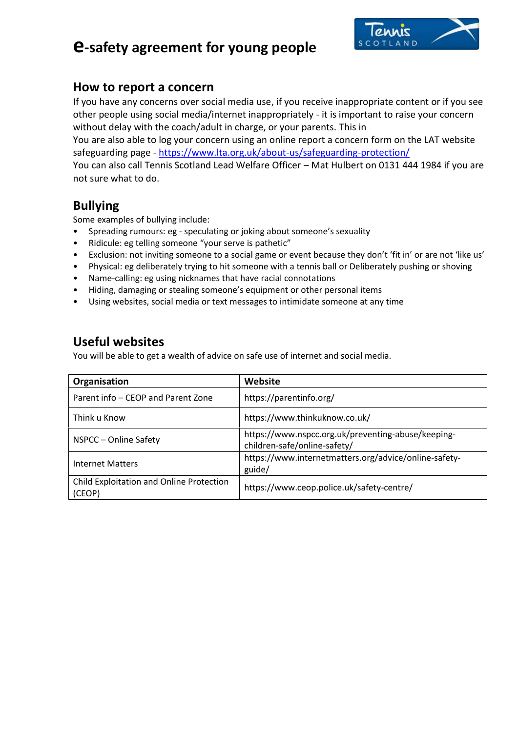# e-safety agreement for young people

## How to report a concern

If you have any concerns over social media use, if you receive inappropriate content or if you see other people using social media/internet inappropriately - it is important to raise your concern without delay with the coach/adult in charge, or your parents. This in
You are also able to log your concern using an online report a concern form on the LAT website safeguarding page - https://www.lta.org.uk/about-us/safeguarding-protection/
You can also call Tennis Scotland Lead Welfare Officer – Mat Hulbert on 0131 444 1984 if you are not sure what to do.

## Bullying

Some examples of bullying include:

- Spreading rumours: eg - speculating or joking about someone's sexuality
- Ridicule: eg telling someone "your serve is pathetic"
- Exclusion: not inviting someone to a social game or event because they don't 'fit in' or are not 'like us'
- Physical: eg deliberately trying to hit someone with a tennis ball or Deliberately pushing or shoving
- Name-calling: eg using nicknames that have racial connotations
- Hiding, damaging or stealing someone's equipment or other personal items
- Using websites, social media or text messages to intimidate someone at any time

## Useful websites

You will be able to get a wealth of advice on safe use of internet and social media.

| Organisation | Website |
|---|---|
| Parent info – CEOP and Parent Zone | https://parentinfo.org/ |
| Think u Know | https://www.thinkuknow.co.uk/ |
| NSPCC – Online Safety | https://www.nspcc.org.uk/preventing-abuse/keeping-children-safe/online-safety/ |
| Internet Matters | https://www.internetmatters.org/advice/online-safety-guide/ |
| Child Exploitation and Online Protection (CEOP) | https://www.ceop.police.uk/safety-centre/ |